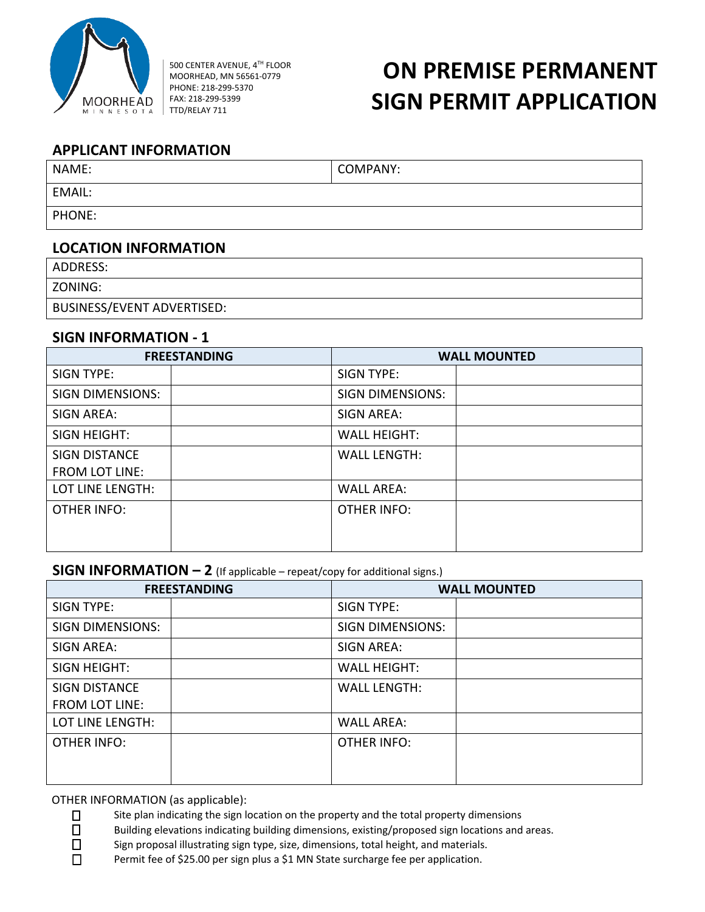MOORHEAD
MINNESOTA

500 CENTER AVENUE, 4TH FLOOR
MOORHEAD, MN 56561-0779
PHONE: 218-299-5370
FAX: 218-299-5399
TTD/RELAY 711

# ON PREMISE PERMANENT SIGN PERMIT APPLICATION

## APPLICANT INFORMATION

| NAME: | COMPANY: |
|---|---|
| EMAIL: | |
| PHONE: | |

## LOCATION INFORMATION

| ADDRESS: |
|---|
| ZONING: |
| BUSINESS/EVENT ADVERTISED: |

## SIGN INFORMATION - 1

| FREESTANDING | | WALL MOUNTED | |
|---|---|---|---|
| SIGN TYPE: | | SIGN TYPE: | |
| SIGN DIMENSIONS: | | SIGN DIMENSIONS: | |
| SIGN AREA: | | SIGN AREA: | |
| SIGN HEIGHT: | | WALL HEIGHT: | |
| SIGN DISTANCE FROM LOT LINE: | | WALL LENGTH: | |
| LOT LINE LENGTH: | | WALL AREA: | |
| OTHER INFO: | | OTHER INFO: | |

## SIGN INFORMATION – 2 (If applicable – repeat/copy for additional signs.)

| FREESTANDING | | WALL MOUNTED | |
|---|---|---|---|
| SIGN TYPE: | | SIGN TYPE: | |
| SIGN DIMENSIONS: | | SIGN DIMENSIONS: | |
| SIGN AREA: | | SIGN AREA: | |
| SIGN HEIGHT: | | WALL HEIGHT: | |
| SIGN DISTANCE FROM LOT LINE: | | WALL LENGTH: | |
| LOT LINE LENGTH: | | WALL AREA: | |
| OTHER INFO: | | OTHER INFO: | |

OTHER INFORMATION (as applicable):

- ☐ Site plan indicating the sign location on the property and the total property dimensions
- ☐ Building elevations indicating building dimensions, existing/proposed sign locations and areas.
- ☐ Sign proposal illustrating sign type, size, dimensions, total height, and materials.
- ☐ Permit fee of $25.00 per sign plus a $1 MN State surcharge fee per application.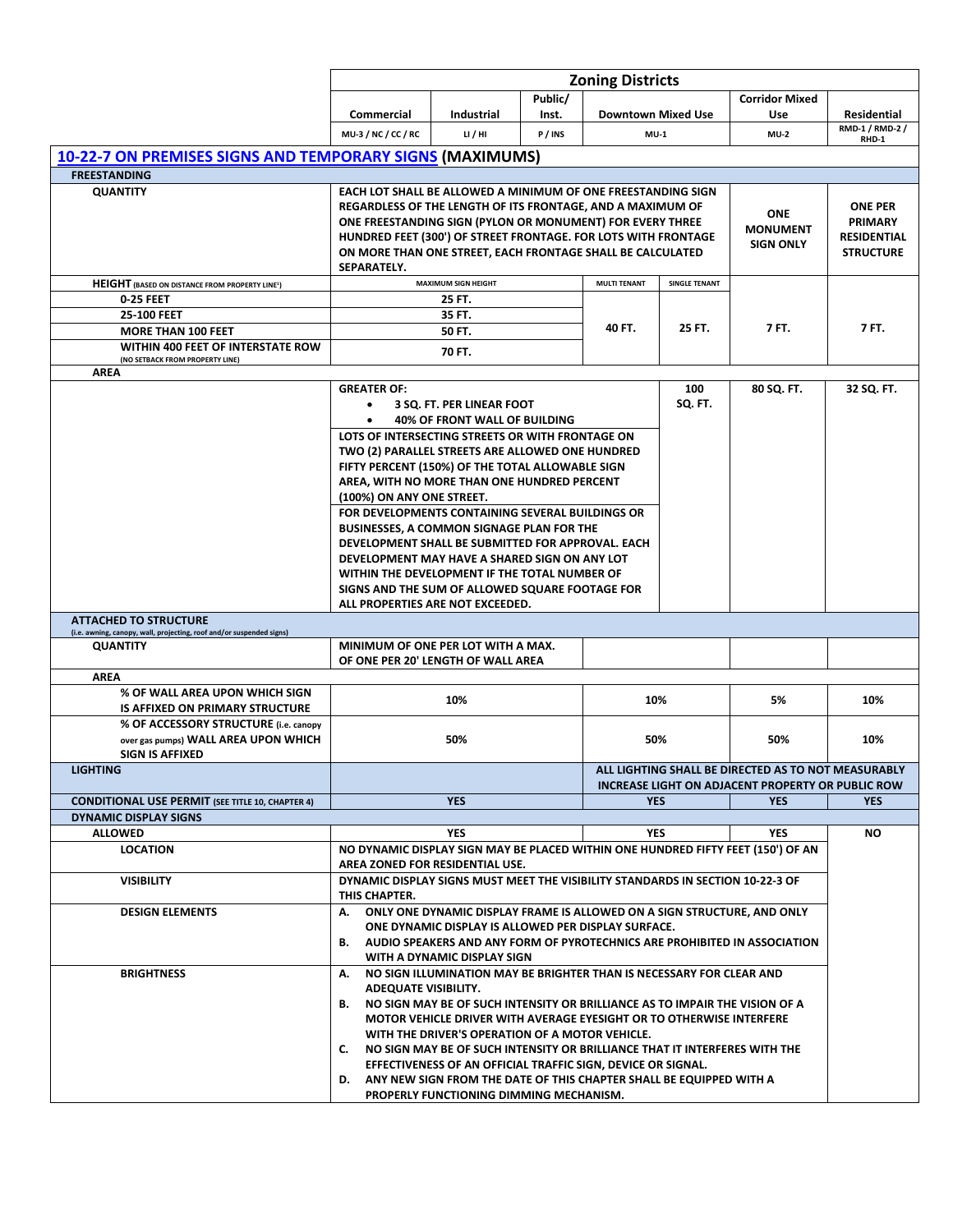| | Zoning Districts | | | | | | |
|---|---|---|---|---|---|---|---|
| | Commercial | Industrial | Public/ Inst. | Downtown Mixed Use | | Corridor Mixed Use | Residential |
| | MU-3 / NC / CC / RC | LI / HI | P / INS | MU-1 | | MU-2 | RMD-1 / RMD-2 / RHD-1 |
| **10-22-7 ON PREMISES SIGNS AND TEMPORARY SIGNS (MAXIMUMS)** | | | | | | | |
| **FREESTANDING** | | | | | | | |
| **QUANTITY** | EACH LOT SHALL BE ALLOWED A MINIMUM OF ONE FREESTANDING SIGN REGARDLESS OF THE LENGTH OF ITS FRONTAGE, AND A MAXIMUM OF ONE FREESTANDING SIGN (PYLON OR MONUMENT) FOR EVERY THREE HUNDRED FEET (300') OF STREET FRONTAGE. FOR LOTS WITH FRONTAGE ON MORE THAN ONE STREET, EACH FRONTAGE SHALL BE CALCULATED SEPARATELY. | | | | | ONE MONUMENT SIGN ONLY | ONE PER PRIMARY RESIDENTIAL STRUCTURE |
| **HEIGHT** (BASED ON DISTANCE FROM PROPERTY LINE[1]) | MAXIMUM SIGN HEIGHT | | | MULTI TENANT | SINGLE TENANT | | |
| 0-25 FEET | 25 FT. | | | 40 FT. | 25 FT. | 7 FT. | 7 FT. |
| 25-100 FEET | 35 FT. | | | | | | |
| MORE THAN 100 FEET | 50 FT. | | | | | | |
| WITHIN 400 FEET OF INTERSTATE ROW (NO SETBACK FROM PROPERTY LINE) | 70 FT. | | | | | | |
| **AREA** | | | | | | | |
| | GREATER OF:<br>• 3 SQ. FT. PER LINEAR FOOT<br>• 40% OF FRONT WALL OF BUILDING<br>LOTS OF INTERSECTING STREETS OR WITH FRONTAGE ON TWO (2) PARALLEL STREETS ARE ALLOWED ONE HUNDRED FIFTY PERCENT (150%) OF THE TOTAL ALLOWABLE SIGN AREA, WITH NO MORE THAN ONE HUNDRED PERCENT (100%) ON ANY ONE STREET.<br>FOR DEVELOPMENTS CONTAINING SEVERAL BUILDINGS OR BUSINESSES, A COMMON SIGNAGE PLAN FOR THE DEVELOPMENT SHALL BE SUBMITTED FOR APPROVAL. EACH DEVELOPMENT MAY HAVE A SHARED SIGN ON ANY LOT WITHIN THE DEVELOPMENT IF THE TOTAL NUMBER OF SIGNS AND THE SUM OF ALLOWED SQUARE FOOTAGE FOR ALL PROPERTIES ARE NOT EXCEEDED. | | | | 100 SQ. FT. | 80 SQ. FT. | 32 SQ. FT. |
| **ATTACHED TO STRUCTURE** (i.e. awning, canopy, wall, projecting, roof and/or suspended signs) | | | | | | | |
| **QUANTITY** | MINIMUM OF ONE PER LOT WITH A MAX. OF ONE PER 20' LENGTH OF WALL AREA | | | | | | |
| **AREA** | | | | | | | |
| % OF WALL AREA UPON WHICH SIGN IS AFFIXED ON PRIMARY STRUCTURE | 10% | | | 10% | | 5% | 10% |
| % OF ACCESSORY STRUCTURE (i.e. canopy over gas pumps) WALL AREA UPON WHICH SIGN IS AFFIXED | 50% | | | 50% | | 50% | 10% |
| **LIGHTING** | | | | ALL LIGHTING SHALL BE DIRECTED AS TO NOT MEASURABLY INCREASE LIGHT ON ADJACENT PROPERTY OR PUBLIC ROW | | | |
| **CONDITIONAL USE PERMIT** (SEE TITLE 10, CHAPTER 4) | YES | | | YES | | YES | YES |
| **DYNAMIC DISPLAY SIGNS** | | | | | | | |
| **ALLOWED** | YES | | | YES | | YES | NO |
| **LOCATION** | NO DYNAMIC DISPLAY SIGN MAY BE PLACED WITHIN ONE HUNDRED FIFTY FEET (150') OF AN AREA ZONED FOR RESIDENTIAL USE. | | | | | | |
| **VISIBILITY** | DYNAMIC DISPLAY SIGNS MUST MEET THE VISIBILITY STANDARDS IN SECTION 10-22-3 OF THIS CHAPTER. | | | | | | |
| **DESIGN ELEMENTS** | A. ONLY ONE DYNAMIC DISPLAY FRAME IS ALLOWED ON A SIGN STRUCTURE, AND ONLY ONE DYNAMIC DISPLAY IS ALLOWED PER DISPLAY SURFACE.<br>B. AUDIO SPEAKERS AND ANY FORM OF PYROTECHNICS ARE PROHIBITED IN ASSOCIATION WITH A DYNAMIC DISPLAY SIGN | | | | | | |
| **BRIGHTNESS** | A. NO SIGN ILLUMINATION MAY BE BRIGHTER THAN IS NECESSARY FOR CLEAR AND ADEQUATE VISIBILITY.<br>B. NO SIGN MAY BE OF SUCH INTENSITY OR BRILLIANCE AS TO IMPAIR THE VISION OF A MOTOR VEHICLE DRIVER WITH AVERAGE EYESIGHT OR TO OTHERWISE INTERFERE WITH THE DRIVER'S OPERATION OF A MOTOR VEHICLE.<br>C. NO SIGN MAY BE OF SUCH INTENSITY OR BRILLIANCE THAT IT INTERFERES WITH THE EFFECTIVENESS OF AN OFFICIAL TRAFFIC SIGN, DEVICE OR SIGNAL.<br>D. ANY NEW SIGN FROM THE DATE OF THIS CHAPTER SHALL BE EQUIPPED WITH A PROPERLY FUNCTIONING DIMMING MECHANISM. | | | | | | |